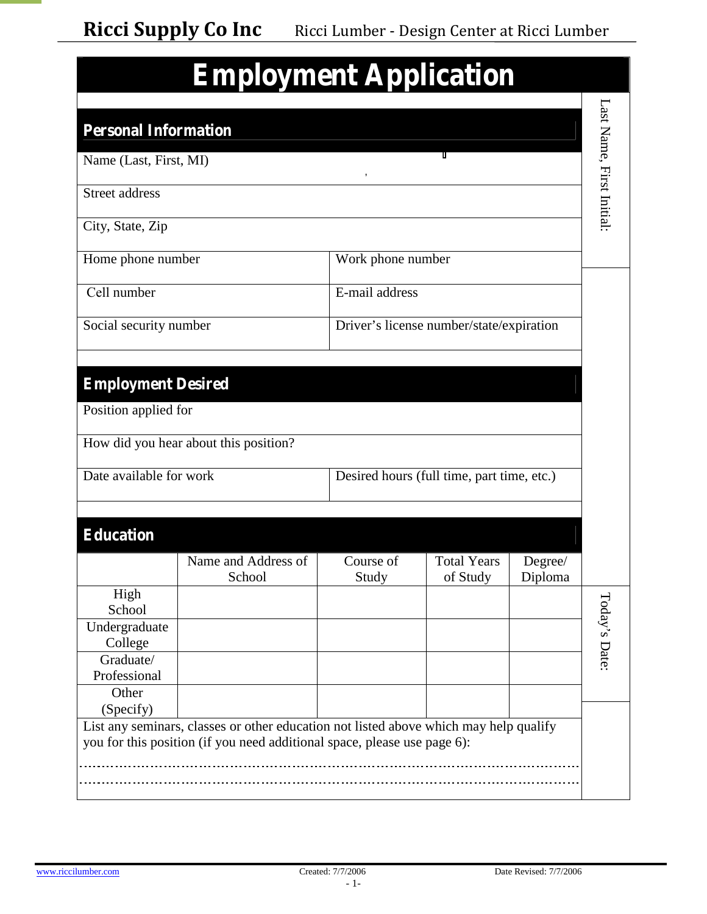Ricci Supply Co Inc Ricci Lumber - Design Center at Ricci Lumber

# Employment Application

Last Name, First Initial:

## Personal Information

Name (Last, First, MI)

Street address

City, State, Zip

| Home phone number | Work phone number |
| --- | --- |
| Cell number | E-mail address |
| Social security number | Driver's license number/state/expiration |

## Employment Desired

Position applied for

How did you hear about this position?

| Date available for work | Desired hours (full time, part time, etc.) |
| --- | --- |

## Education

| | Name and Address of School | Course of Study | Total Years of Study | Degree/ Diploma |
| --- | --- | --- | --- | --- |
| High School | | | | |
| Undergraduate College | | | | |
| Graduate/ Professional | | | | |
| Other (Specify) | | | | |

Today's Date:

List any seminars, classes or other education not listed above which may help qualify you for this position (if you need additional space, please use page 6):

www.riccilumber.com Created: 7/7/2006 Date Revised: 7/7/2006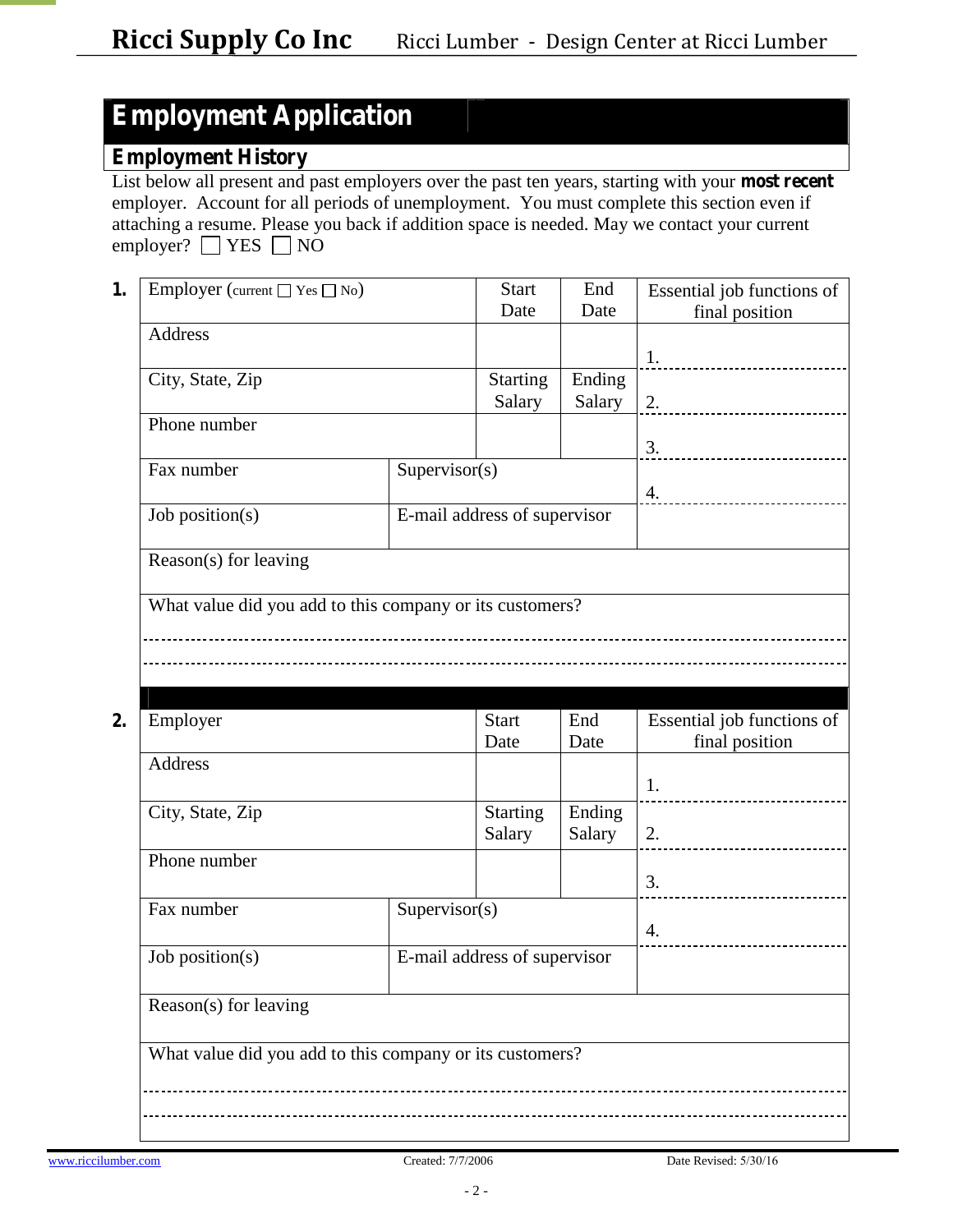# Ricci Supply Co Inc

Ricci Lumber - Design Center at Ricci Lumber

## Employment Application

### Employment History

List below all present and past employers over the past ten years, starting with your **most recent** employer. Account for all periods of unemployment. You must complete this section even if attaching a resume. Please you back if addition space is needed. May we contact your current employer? ☐ YES ☐ NO

**1.**

| Employer (current ☐ Yes ☐ No) | | Start Date | End Date | Essential job functions of final position |
|---|---|---|---|---|
| Address | | | | 1. |
| City, State, Zip | | Starting Salary | Ending Salary | 2. |
| Phone number | | | | 3. |
| Fax number | Supervisor(s) | | | 4. |
| Job position(s) | E-mail address of supervisor | | | |
| Reason(s) for leaving | | | | |
| What value did you add to this company or its customers? | | | | |

**2.**

| Employer | | Start Date | End Date | Essential job functions of final position |
|---|---|---|---|---|
| Address | | | | 1. |
| City, State, Zip | | Starting Salary | Ending Salary | 2. |
| Phone number | | | | 3. |
| Fax number | Supervisor(s) | | | 4. |
| Job position(s) | E-mail address of supervisor | | | |
| Reason(s) for leaving | | | | |
| What value did you add to this company or its customers? | | | | |

www.riccilumber.com Created: 7/7/2006 Date Revised: 5/30/16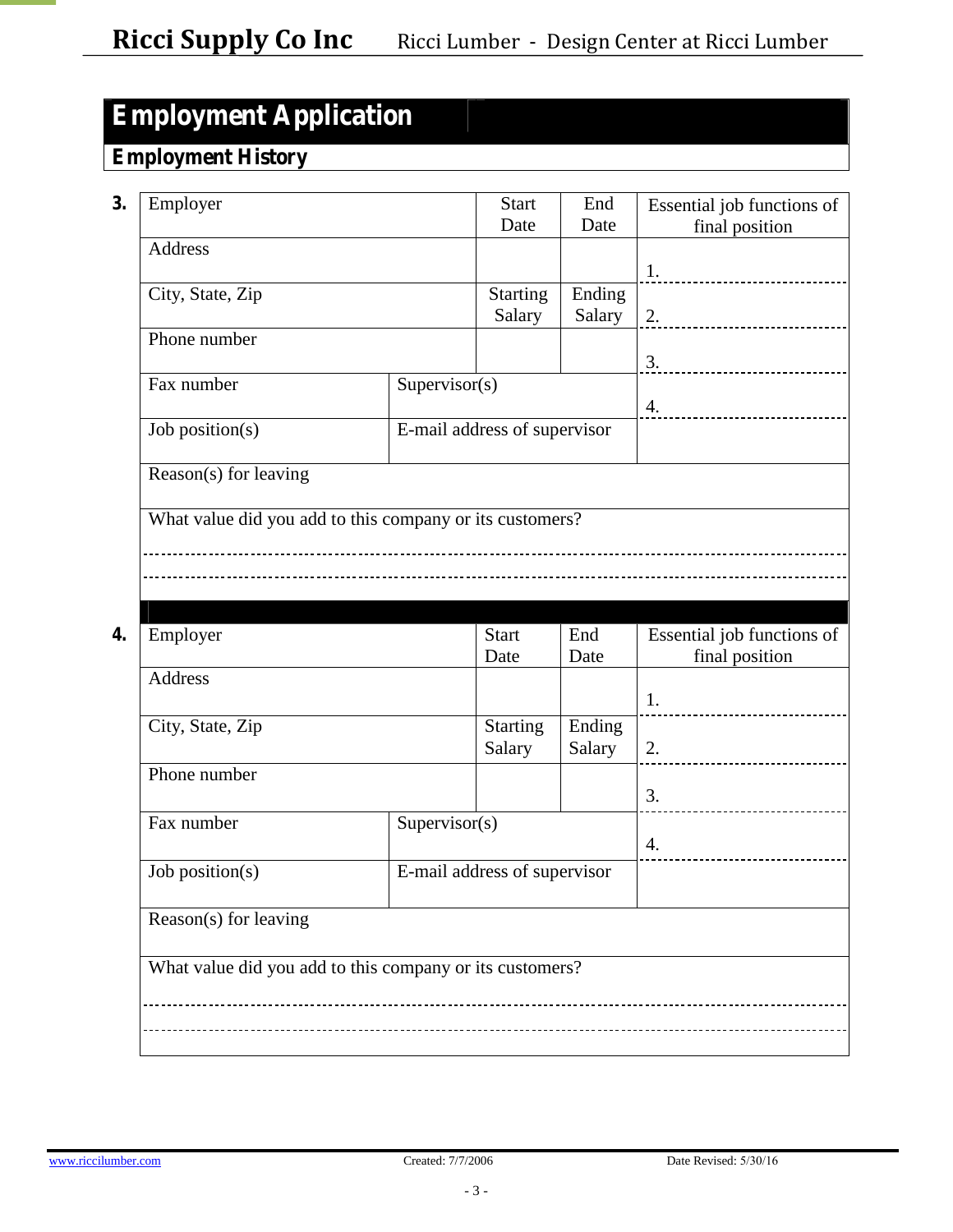# Employment Application

## Employment History

**3.**

| Employer | | Start Date | End Date | Essential job functions of final position |
|---|---|---|---|---|
| Address | | | | 1. |
| City, State, Zip | | Starting Salary | Ending Salary | 2. |
| Phone number | | | | 3. |
| Fax number | Supervisor(s) | | | 4. |
| Job position(s) | E-mail address of supervisor | | | |
| Reason(s) for leaving | | | | |
| What value did you add to this company or its customers? | | | | |

**4.**

| Employer | | Start Date | End Date | Essential job functions of final position |
|---|---|---|---|---|
| Address | | | | 1. |
| City, State, Zip | | Starting Salary | Ending Salary | 2. |
| Phone number | | | | 3. |
| Fax number | Supervisor(s) | | | 4. |
| Job position(s) | E-mail address of supervisor | | | |
| Reason(s) for leaving | | | | |
| What value did you add to this company or its customers? | | | | |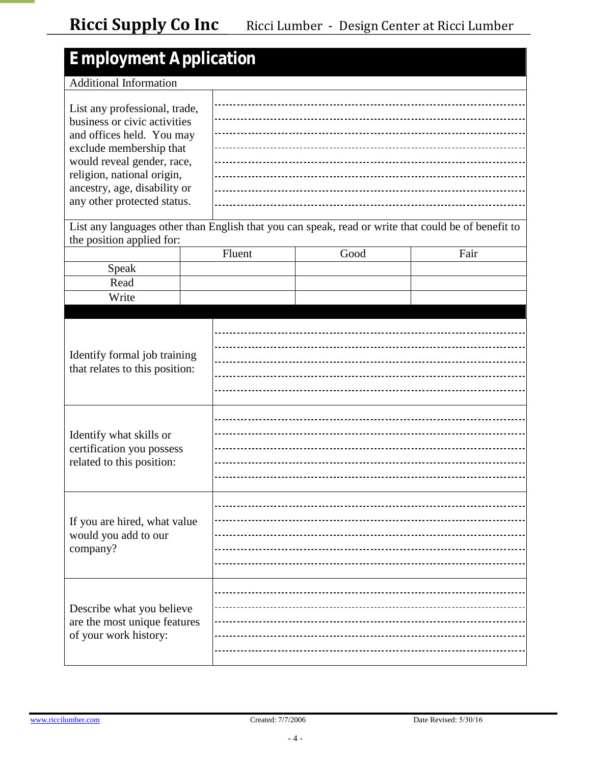# Employment Application

## Additional Information

| | |
|---|---|
| List any professional, trade, business or civic activities and offices held. You may exclude membership that would reveal gender, race, religion, national origin, ancestry, age, disability or any other protected status. | |

List any languages other than English that you can speak, read or write that could be of benefit to the position applied for:

| | Fluent | Good | Fair |
|---|---|---|---|
| Speak | | | |
| Read | | | |
| Write | | | |

| | |
|---|---|
| Identify formal job training that relates to this position: | |
| Identify what skills or certification you possess related to this position: | |
| If you are hired, what value would you add to our company? | |
| Describe what you believe are the most unique features of your work history: | |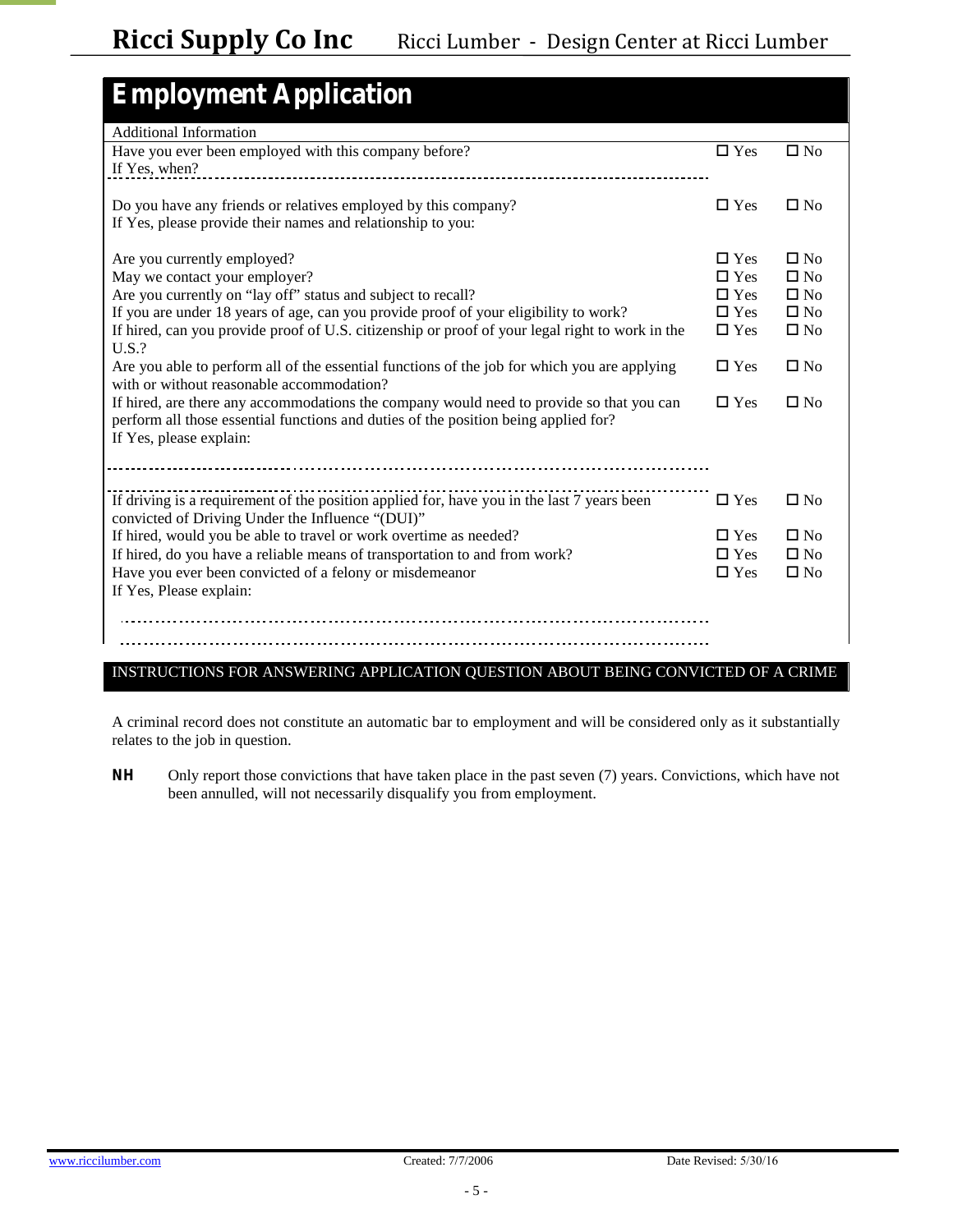# Ricci Supply Co Inc    Ricci Lumber - Design Center at Ricci Lumber

## Employment Application

Additional Information

| Question | Yes | No |
|---|---|---|
| Have you ever been employed with this company before?<br>If Yes, when? | ☐ Yes | ☐ No |
| Do you have any friends or relatives employed by this company?<br>If Yes, please provide their names and relationship to you: | ☐ Yes | ☐ No |
| Are you currently employed? | ☐ Yes | ☐ No |
| May we contact your employer? | ☐ Yes | ☐ No |
| Are you currently on "lay off" status and subject to recall? | ☐ Yes | ☐ No |
| If you are under 18 years of age, can you provide proof of your eligibility to work? | ☐ Yes | ☐ No |
| If hired, can you provide proof of U.S. citizenship or proof of your legal right to work in the U.S.? | ☐ Yes | ☐ No |
| Are you able to perform all of the essential functions of the job for which you are applying with or without reasonable accommodation? | ☐ Yes | ☐ No |
| If hired, are there any accommodations the company would need to provide so that you can perform all those essential functions and duties of the position being applied for?<br>If Yes, please explain: | ☐ Yes | ☐ No |
| If driving is a requirement of the position applied for, have you in the last 7 years been convicted of Driving Under the Influence "(DUI)" | ☐ Yes | ☐ No |
| If hired, would you be able to travel or work overtime as needed? | ☐ Yes | ☐ No |
| If hired, do you have a reliable means of transportation to and from work? | ☐ Yes | ☐ No |
| Have you ever been convicted of a felony or misdemeanor<br>If Yes, Please explain: | ☐ Yes | ☐ No |

### INSTRUCTIONS FOR ANSWERING APPLICATION QUESTION ABOUT BEING CONVICTED OF A CRIME

A criminal record does not constitute an automatic bar to employment and will be considered only as it substantially relates to the job in question.

**NH** Only report those convictions that have taken place in the past seven (7) years. Convictions, which have not been annulled, will not necessarily disqualify you from employment.

www.riccilumber.com    Created: 7/7/2006    Date Revised: 5/30/16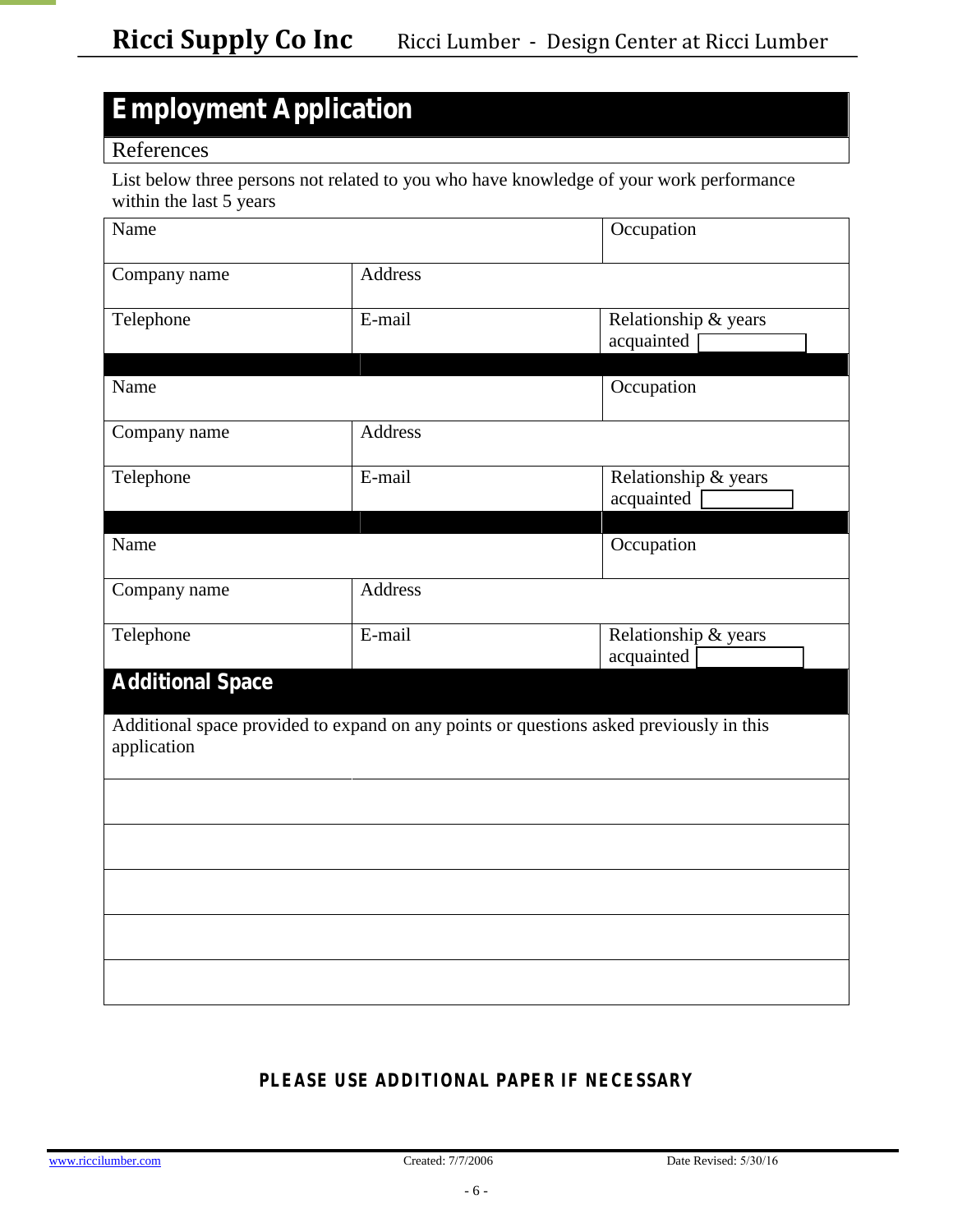# Employment Application

## References

List below three persons not related to you who have knowledge of your work performance within the last 5 years

| Name | | Occupation |
|---|---|---|
| Company name | Address | |
| Telephone | E-mail | Relationship & years acquainted |

| Name | | Occupation |
|---|---|---|
| Company name | Address | |
| Telephone | E-mail | Relationship & years acquainted |

| Name | | Occupation |
|---|---|---|
| Company name | Address | |
| Telephone | E-mail | Relationship & years acquainted |

## Additional Space

Additional space provided to expand on any points or questions asked previously in this application

**PLEASE USE ADDITIONAL PAPER IF NECESSARY**

www.riccilumber.com Created: 7/7/2006 Date Revised: 5/30/16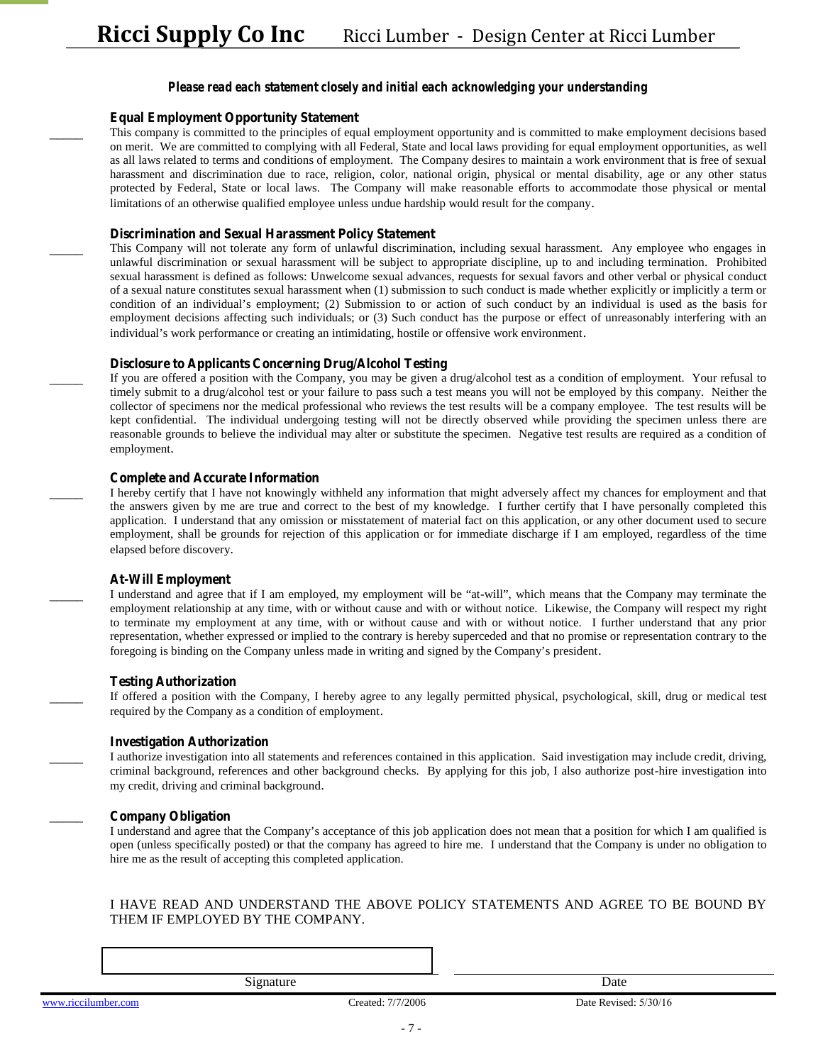**Ricci Supply Co Inc** Ricci Lumber - Design Center at Ricci Lumber

***Please read each statement closely and initial each acknowledging your understanding***

**Equal Employment Opportunity Statement**

_____ This company is committed to the principles of equal employment opportunity and is committed to make employment decisions based on merit. We are committed to complying with all Federal, State and local laws providing for equal employment opportunities, as well as all laws related to terms and conditions of employment. The Company desires to maintain a work environment that is free of sexual harassment and discrimination due to race, religion, color, national origin, physical or mental disability, age or any other status protected by Federal, State or local laws. The Company will make reasonable efforts to accommodate those physical or mental limitations of an otherwise qualified employee unless undue hardship would result for the company.

**Discrimination and Sexual Harassment Policy Statement**

_____ This Company will not tolerate any form of unlawful discrimination, including sexual harassment. Any employee who engages in unlawful discrimination or sexual harassment will be subject to appropriate discipline, up to and including termination. Prohibited sexual harassment is defined as follows: Unwelcome sexual advances, requests for sexual favors and other verbal or physical conduct of a sexual nature constitutes sexual harassment when (1) submission to such conduct is made whether explicitly or implicitly a term or condition of an individual's employment; (2) Submission to or action of such conduct by an individual is used as the basis for employment decisions affecting such individuals; or (3) Such conduct has the purpose or effect of unreasonably interfering with an individual's work performance or creating an intimidating, hostile or offensive work environment.

**Disclosure to Applicants Concerning Drug/Alcohol Testing**

_____ If you are offered a position with the Company, you may be given a drug/alcohol test as a condition of employment. Your refusal to timely submit to a drug/alcohol test or your failure to pass such a test means you will not be employed by this company. Neither the collector of specimens nor the medical professional who reviews the test results will be a company employee. The test results will be kept confidential. The individual undergoing testing will not be directly observed while providing the specimen unless there are reasonable grounds to believe the individual may alter or substitute the specimen. Negative test results are required as a condition of employment.

**Complete and Accurate Information**

_____ I hereby certify that I have not knowingly withheld any information that might adversely affect my chances for employment and that the answers given by me are true and correct to the best of my knowledge. I further certify that I have personally completed this application. I understand that any omission or misstatement of material fact on this application, or any other document used to secure employment, shall be grounds for rejection of this application or for immediate discharge if I am employed, regardless of the time elapsed before discovery.

**At-Will Employment**

_____ I understand and agree that if I am employed, my employment will be "at-will", which means that the Company may terminate the employment relationship at any time, with or without cause and with or without notice. Likewise, the Company will respect my right to terminate my employment at any time, with or without cause and with or without notice. I further understand that any prior representation, whether expressed or implied to the contrary is hereby superceded and that no promise or representation contrary to the foregoing is binding on the Company unless made in writing and signed by the Company's president.

**Testing Authorization**

_____ If offered a position with the Company, I hereby agree to any legally permitted physical, psychological, skill, drug or medical test required by the Company as a condition of employment.

**Investigation Authorization**

_____ I authorize investigation into all statements and references contained in this application. Said investigation may include credit, driving, criminal background, references and other background checks. By applying for this job, I also authorize post-hire investigation into my credit, driving and criminal background.

**Company Obligation**

_____ I understand and agree that the Company's acceptance of this job application does not mean that a position for which I am qualified is open (unless specifically posted) or that the company has agreed to hire me. I understand that the Company is under no obligation to hire me as the result of accepting this completed application.

I HAVE READ AND UNDERSTAND THE ABOVE POLICY STATEMENTS AND AGREE TO BE BOUND BY THEM IF EMPLOYED BY THE COMPANY.

| Signature | Date |
|---|---|
| | |

www.riccilumber.com Created: 7/7/2006 Date Revised: 5/30/16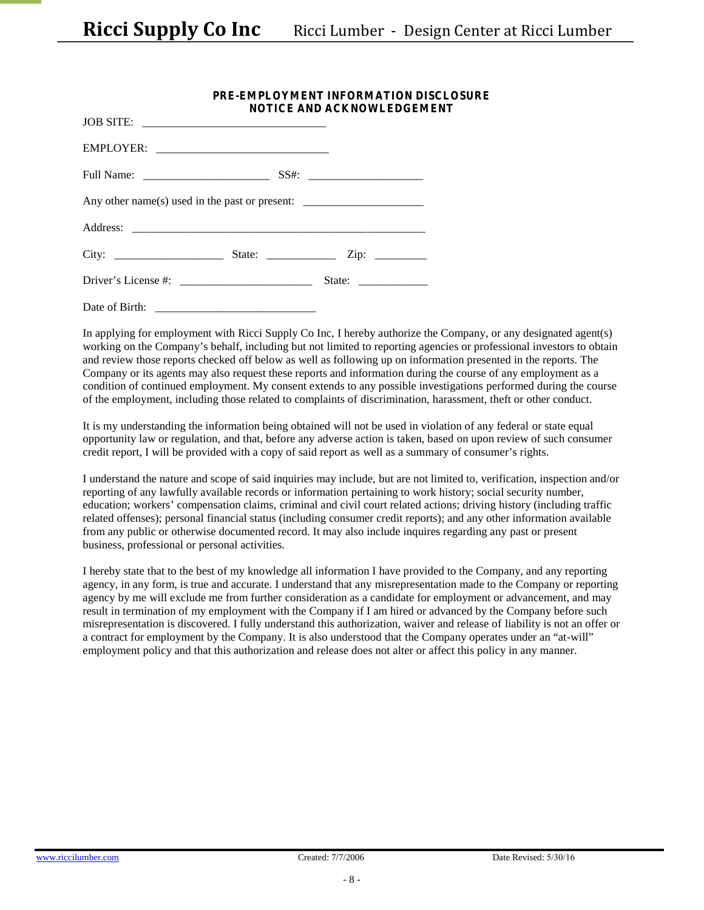## PRE-EMPLOYMENT INFORMATION DISCLOSURE NOTICE AND ACKNOWLEDGEMENT

JOB SITE: ______________________________

EMPLOYER: ____________________________

Full Name: _____________________ SS#: ____________________

Any other name(s) used in the past or present: _____________________

Address: ____________________________________________________

City: __________________ State: ___________ Zip: _________

Driver's License #: ______________________ State: ____________

Date of Birth: ___________________________

In applying for employment with Ricci Supply Co Inc, I hereby authorize the Company, or any designated agent(s) working on the Company's behalf, including but not limited to reporting agencies or professional investors to obtain and review those reports checked off below as well as following up on information presented in the reports. The Company or its agents may also request these reports and information during the course of any employment as a condition of continued employment. My consent extends to any possible investigations performed during the course of the employment, including those related to complaints of discrimination, harassment, theft or other conduct.

It is my understanding the information being obtained will not be used in violation of any federal or state equal opportunity law or regulation, and that, before any adverse action is taken, based on upon review of such consumer credit report, I will be provided with a copy of said report as well as a summary of consumer's rights.

I understand the nature and scope of said inquiries may include, but are not limited to, verification, inspection and/or reporting of any lawfully available records or information pertaining to work history; social security number, education; workers' compensation claims, criminal and civil court related actions; driving history (including traffic related offenses); personal financial status (including consumer credit reports); and any other information available from any public or otherwise documented record. It may also include inquires regarding any past or present business, professional or personal activities.

I hereby state that to the best of my knowledge all information I have provided to the Company, and any reporting agency, in any form, is true and accurate. I understand that any misrepresentation made to the Company or reporting agency by me will exclude me from further consideration as a candidate for employment or advancement, and may result in termination of my employment with the Company if I am hired or advanced by the Company before such misrepresentation is discovered. I fully understand this authorization, waiver and release of liability is not an offer or a contract for employment by the Company. It is also understood that the Company operates under an "at-will" employment policy and that this authorization and release does not alter or affect this policy in any manner.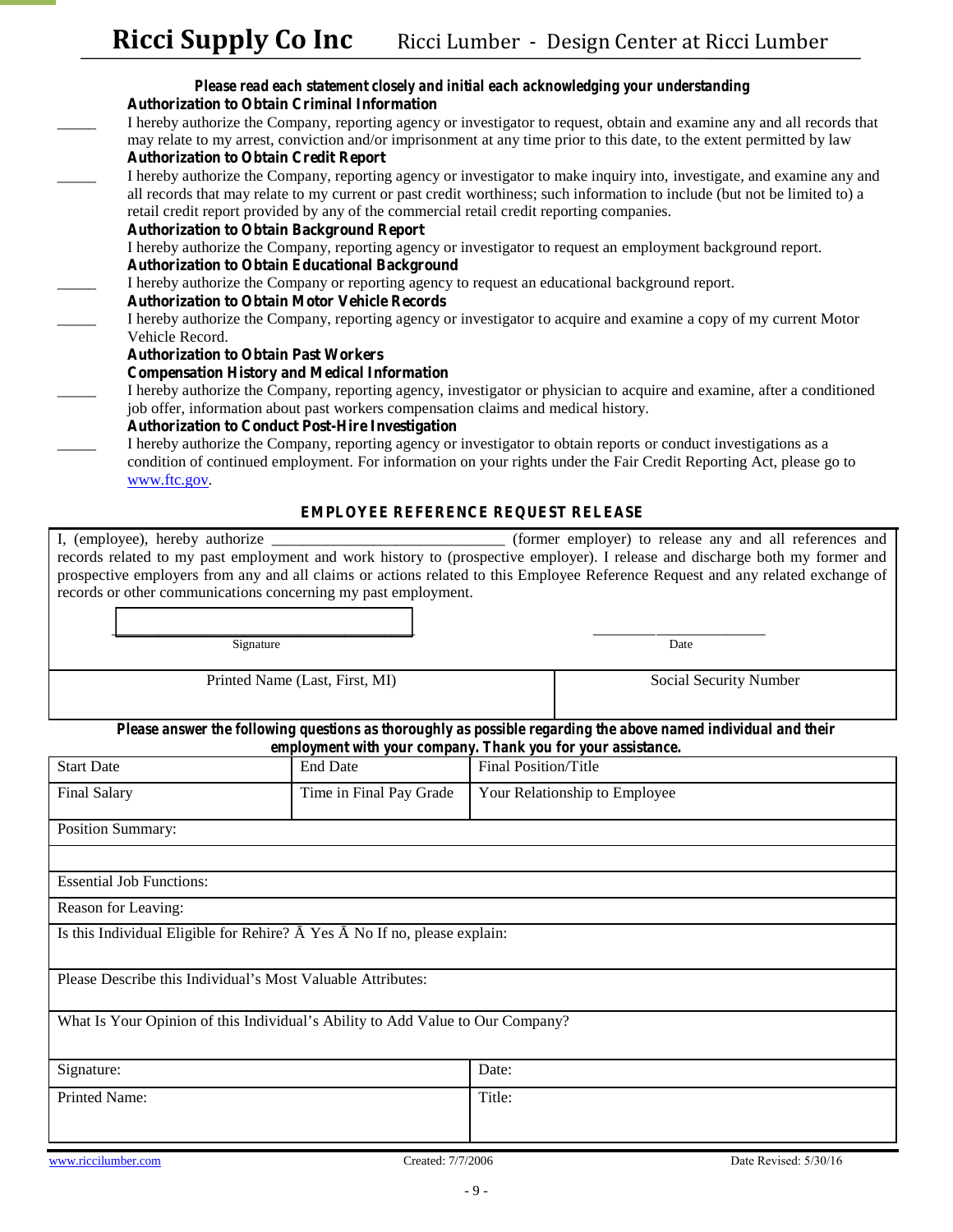# Ricci Supply Co Inc   Ricci Lumber - Design Center at Ricci Lumber

***Please read each statement closely and initial each acknowledging your understanding***

**Authorization to Obtain Criminal Information**

_____ I hereby authorize the Company, reporting agency or investigator to request, obtain and examine any and all records that may relate to my arrest, conviction and/or imprisonment at any time prior to this date, to the extent permitted by law

**Authorization to Obtain Credit Report**

_____ I hereby authorize the Company, reporting agency or investigator to make inquiry into, investigate, and examine any and all records that may relate to my current or past credit worthiness; such information to include (but not be limited to) a retail credit report provided by any of the commercial retail credit reporting companies.

**Authorization to Obtain Background Report**

I hereby authorize the Company, reporting agency or investigator to request an employment background report.

**Authorization to Obtain Educational Background**

_____ I hereby authorize the Company or reporting agency to request an educational background report.

**Authorization to Obtain Motor Vehicle Records**

_____ I hereby authorize the Company, reporting agency or investigator to acquire and examine a copy of my current Motor Vehicle Record.

**Authorization to Obtain Past Workers Compensation History and Medical Information**

_____ I hereby authorize the Company, reporting agency, investigator or physician to acquire and examine, after a conditioned job offer, information about past workers compensation claims and medical history.

**Authorization to Conduct Post-Hire Investigation**

_____ I hereby authorize the Company, reporting agency or investigator to obtain reports or conduct investigations as a condition of continued employment. For information on your rights under the Fair Credit Reporting Act, please go to www.ftc.gov.

## EMPLOYEE REFERENCE REQUEST RELEASE

I, (employee), hereby authorize ______________________________ (former employer) to release any and all references and records related to my past employment and work history to (prospective employer). I release and discharge both my former and prospective employers from any and all claims or actions related to this Employee Reference Request and any related exchange of records or other communications concerning my past employment.

_________________________________ Signature          _______________________ Date

| Printed Name (Last, First, MI) | Social Security Number |
|---|---|
| | |

***Please answer the following questions as thoroughly as possible regarding the above named individual and their employment with your company. Thank you for your assistance.***

| Start Date | End Date | Final Position/Title |
|---|---|---|
| Final Salary | Time in Final Pay Grade | Your Relationship to Employee |

Position Summary:

Essential Job Functions:

Reason for Leaving:

Is this Individual Eligible for Rehire? Ā Yes Ā No If no, please explain:

Please Describe this Individual's Most Valuable Attributes:

What Is Your Opinion of this Individual's Ability to Add Value to Our Company?

| Signature: | Date: |
|---|---|
| Printed Name: | Title: |

www.riccilumber.com    Created: 7/7/2006    Date Revised: 5/30/16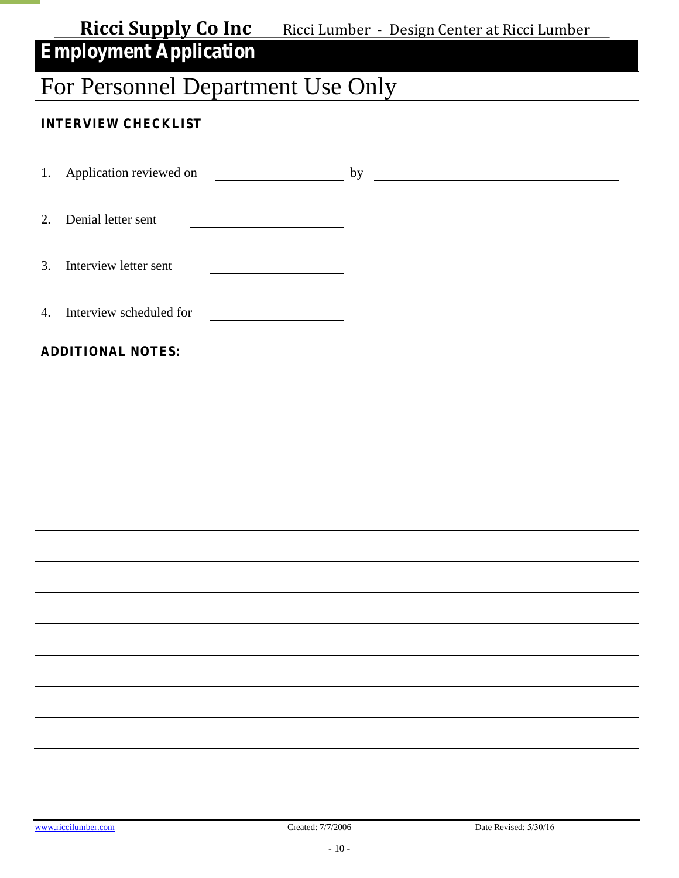# Employment Application

## For Personnel Department Use Only

### INTERVIEW CHECKLIST

1. Application reviewed on ____________________ by ______________________________________
2. Denial letter sent ____________________
3. Interview letter sent ____________________
4. Interview scheduled for ____________________

### ADDITIONAL NOTES:

______________________________________________________________________________

______________________________________________________________________________

______________________________________________________________________________

______________________________________________________________________________

______________________________________________________________________________

______________________________________________________________________________

______________________________________________________________________________

______________________________________________________________________________

______________________________________________________________________________

______________________________________________________________________________

______________________________________________________________________________

______________________________________________________________________________